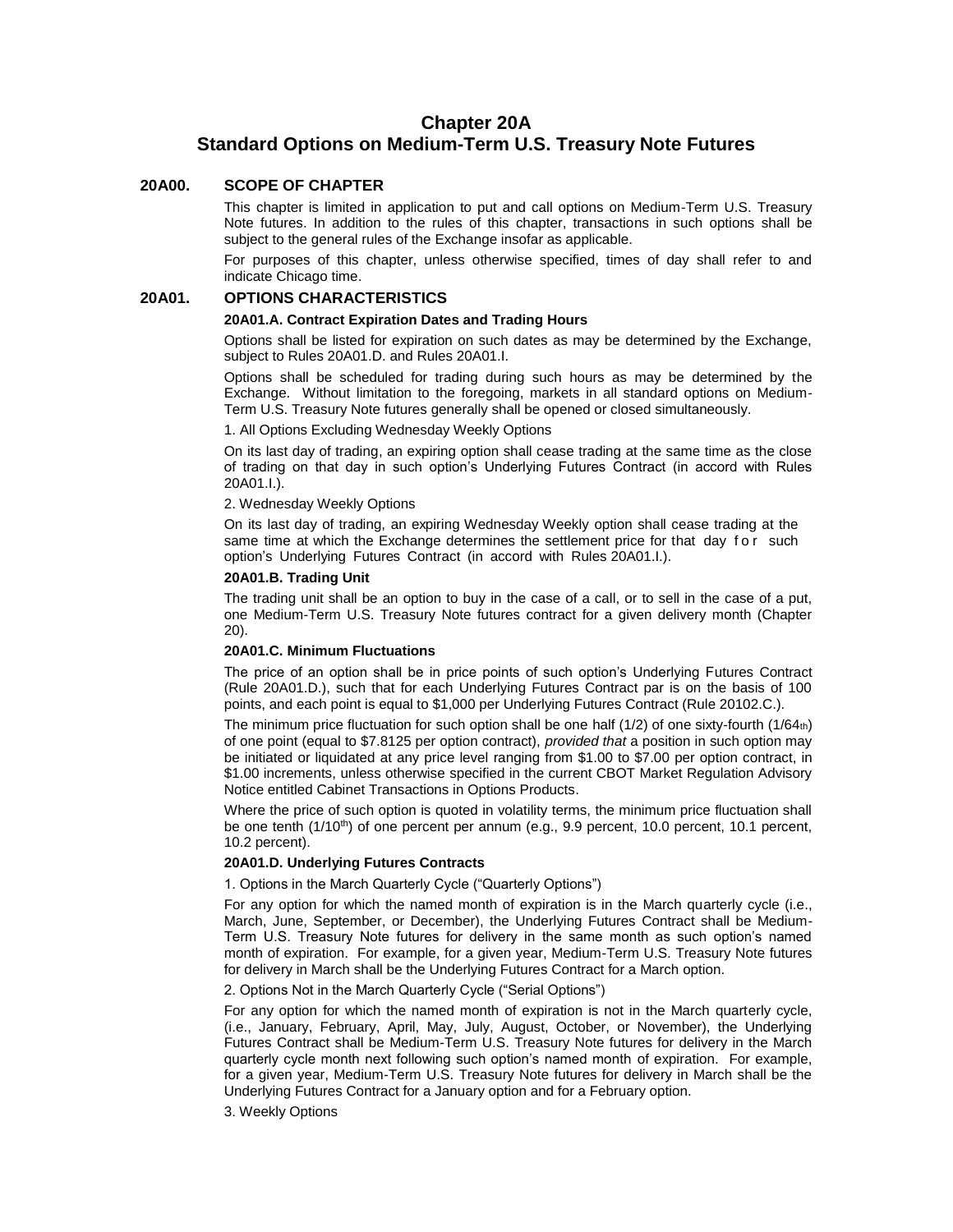# Chapter 20A
# Standard Options on Medium-Term U.S. Treasury Note Futures

## 20A00. SCOPE OF CHAPTER

This chapter is limited in application to put and call options on Medium-Term U.S. Treasury Note futures. In addition to the rules of this chapter, transactions in such options shall be subject to the general rules of the Exchange insofar as applicable.

For purposes of this chapter, unless otherwise specified, times of day shall refer to and indicate Chicago time.

## 20A01. OPTIONS CHARACTERISTICS

### 20A01.A. Contract Expiration Dates and Trading Hours

Options shall be listed for expiration on such dates as may be determined by the Exchange, subject to Rules 20A01.D. and Rules 20A01.I.

Options shall be scheduled for trading during such hours as may be determined by the Exchange. Without limitation to the foregoing, markets in all standard options on Medium-Term U.S. Treasury Note futures generally shall be opened or closed simultaneously.

1. All Options Excluding Wednesday Weekly Options

On its last day of trading, an expiring option shall cease trading at the same time as the close of trading on that day in such option's Underlying Futures Contract (in accord with Rules 20A01.I.).

2. Wednesday Weekly Options

On its last day of trading, an expiring Wednesday Weekly option shall cease trading at the same time at which the Exchange determines the settlement price for that day for such option's Underlying Futures Contract (in accord with Rules 20A01.I.).

### 20A01.B. Trading Unit

The trading unit shall be an option to buy in the case of a call, or to sell in the case of a put, one Medium-Term U.S. Treasury Note futures contract for a given delivery month (Chapter 20).

### 20A01.C. Minimum Fluctuations

The price of an option shall be in price points of such option's Underlying Futures Contract (Rule 20A01.D.), such that for each Underlying Futures Contract par is on the basis of 100 points, and each point is equal to $1,000 per Underlying Futures Contract (Rule 20102.C.).

The minimum price fluctuation for such option shall be one half (1/2) of one sixty-fourth (1/64th) of one point (equal to $7.8125 per option contract), *provided that* a position in such option may be initiated or liquidated at any price level ranging from $1.00 to $7.00 per option contract, in $1.00 increments, unless otherwise specified in the current CBOT Market Regulation Advisory Notice entitled Cabinet Transactions in Options Products.

Where the price of such option is quoted in volatility terms, the minimum price fluctuation shall be one tenth (1/10th) of one percent per annum (e.g., 9.9 percent, 10.0 percent, 10.1 percent, 10.2 percent).

### 20A01.D. Underlying Futures Contracts

1. Options in the March Quarterly Cycle ("Quarterly Options")

For any option for which the named month of expiration is in the March quarterly cycle (i.e., March, June, September, or December), the Underlying Futures Contract shall be Medium-Term U.S. Treasury Note futures for delivery in the same month as such option's named month of expiration. For example, for a given year, Medium-Term U.S. Treasury Note futures for delivery in March shall be the Underlying Futures Contract for a March option.

2. Options Not in the March Quarterly Cycle ("Serial Options")

For any option for which the named month of expiration is not in the March quarterly cycle, (i.e., January, February, April, May, July, August, October, or November), the Underlying Futures Contract shall be Medium-Term U.S. Treasury Note futures for delivery in the March quarterly cycle month next following such option's named month of expiration. For example, for a given year, Medium-Term U.S. Treasury Note futures for delivery in March shall be the Underlying Futures Contract for a January option and for a February option.

3. Weekly Options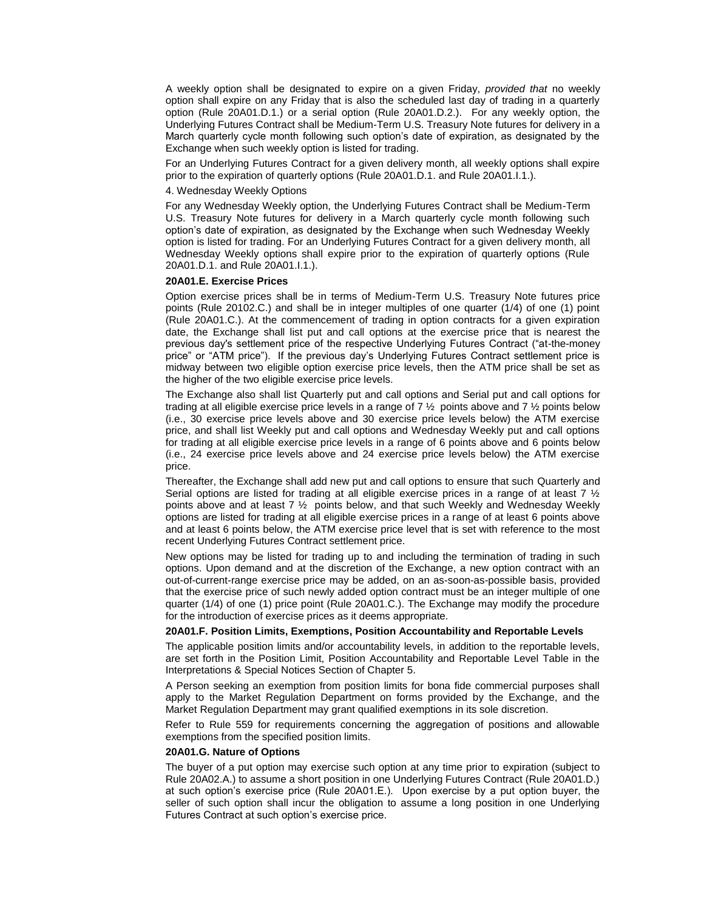A weekly option shall be designated to expire on a given Friday, *provided that* no weekly option shall expire on any Friday that is also the scheduled last day of trading in a quarterly option (Rule 20A01.D.1.) or a serial option (Rule 20A01.D.2.). For any weekly option, the Underlying Futures Contract shall be Medium-Term U.S. Treasury Note futures for delivery in a March quarterly cycle month following such option's date of expiration, as designated by the Exchange when such weekly option is listed for trading.

For an Underlying Futures Contract for a given delivery month, all weekly options shall expire prior to the expiration of quarterly options (Rule 20A01.D.1. and Rule 20A01.I.1.).

4. Wednesday Weekly Options

For any Wednesday Weekly option, the Underlying Futures Contract shall be Medium-Term U.S. Treasury Note futures for delivery in a March quarterly cycle month following such option's date of expiration, as designated by the Exchange when such Wednesday Weekly option is listed for trading. For an Underlying Futures Contract for a given delivery month, all Wednesday Weekly options shall expire prior to the expiration of quarterly options (Rule 20A01.D.1. and Rule 20A01.I.1.).

**20A01.E. Exercise Prices**

Option exercise prices shall be in terms of Medium-Term U.S. Treasury Note futures price points (Rule 20102.C.) and shall be in integer multiples of one quarter (1/4) of one (1) point (Rule 20A01.C.). At the commencement of trading in option contracts for a given expiration date, the Exchange shall list put and call options at the exercise price that is nearest the previous day's settlement price of the respective Underlying Futures Contract ("at-the-money price" or "ATM price"). If the previous day's Underlying Futures Contract settlement price is midway between two eligible option exercise price levels, then the ATM price shall be set as the higher of the two eligible exercise price levels.

The Exchange also shall list Quarterly put and call options and Serial put and call options for trading at all eligible exercise price levels in a range of 7 ½ points above and 7 ½ points below (i.e., 30 exercise price levels above and 30 exercise price levels below) the ATM exercise price, and shall list Weekly put and call options and Wednesday Weekly put and call options for trading at all eligible exercise price levels in a range of 6 points above and 6 points below (i.e., 24 exercise price levels above and 24 exercise price levels below) the ATM exercise price.

Thereafter, the Exchange shall add new put and call options to ensure that such Quarterly and Serial options are listed for trading at all eligible exercise prices in a range of at least 7 ½ points above and at least 7 ½ points below, and that such Weekly and Wednesday Weekly options are listed for trading at all eligible exercise prices in a range of at least 6 points above and at least 6 points below, the ATM exercise price level that is set with reference to the most recent Underlying Futures Contract settlement price.

New options may be listed for trading up to and including the termination of trading in such options. Upon demand and at the discretion of the Exchange, a new option contract with an out-of-current-range exercise price may be added, on an as-soon-as-possible basis, provided that the exercise price of such newly added option contract must be an integer multiple of one quarter (1/4) of one (1) price point (Rule 20A01.C.). The Exchange may modify the procedure for the introduction of exercise prices as it deems appropriate.

**20A01.F. Position Limits, Exemptions, Position Accountability and Reportable Levels**

The applicable position limits and/or accountability levels, in addition to the reportable levels, are set forth in the Position Limit, Position Accountability and Reportable Level Table in the Interpretations & Special Notices Section of Chapter 5.

A Person seeking an exemption from position limits for bona fide commercial purposes shall apply to the Market Regulation Department on forms provided by the Exchange, and the Market Regulation Department may grant qualified exemptions in its sole discretion.

Refer to Rule 559 for requirements concerning the aggregation of positions and allowable exemptions from the specified position limits.

**20A01.G. Nature of Options**

The buyer of a put option may exercise such option at any time prior to expiration (subject to Rule 20A02.A.) to assume a short position in one Underlying Futures Contract (Rule 20A01.D.) at such option's exercise price (Rule 20A01.E.). Upon exercise by a put option buyer, the seller of such option shall incur the obligation to assume a long position in one Underlying Futures Contract at such option's exercise price.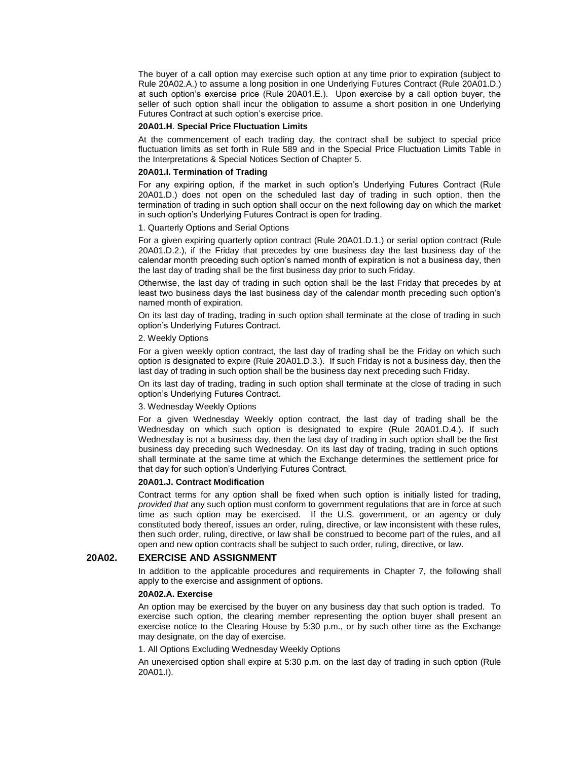The buyer of a call option may exercise such option at any time prior to expiration (subject to Rule 20A02.A.) to assume a long position in one Underlying Futures Contract (Rule 20A01.D.) at such option's exercise price (Rule 20A01.E.). Upon exercise by a call option buyer, the seller of such option shall incur the obligation to assume a short position in one Underlying Futures Contract at such option's exercise price.

**20A01.H**. **Special Price Fluctuation Limits**

At the commencement of each trading day, the contract shall be subject to special price fluctuation limits as set forth in Rule 589 and in the Special Price Fluctuation Limits Table in the Interpretations & Special Notices Section of Chapter 5.

**20A01.I. Termination of Trading**

For any expiring option, if the market in such option's Underlying Futures Contract (Rule 20A01.D.) does not open on the scheduled last day of trading in such option, then the termination of trading in such option shall occur on the next following day on which the market in such option's Underlying Futures Contract is open for trading.

1. Quarterly Options and Serial Options

For a given expiring quarterly option contract (Rule 20A01.D.1.) or serial option contract (Rule 20A01.D.2.), if the Friday that precedes by one business day the last business day of the calendar month preceding such option's named month of expiration is not a business day, then the last day of trading shall be the first business day prior to such Friday.

Otherwise, the last day of trading in such option shall be the last Friday that precedes by at least two business days the last business day of the calendar month preceding such option's named month of expiration.

On its last day of trading, trading in such option shall terminate at the close of trading in such option's Underlying Futures Contract.

2. Weekly Options

For a given weekly option contract, the last day of trading shall be the Friday on which such option is designated to expire (Rule 20A01.D.3.). If such Friday is not a business day, then the last day of trading in such option shall be the business day next preceding such Friday.

On its last day of trading, trading in such option shall terminate at the close of trading in such option's Underlying Futures Contract.

3. Wednesday Weekly Options

For a given Wednesday Weekly option contract, the last day of trading shall be the Wednesday on which such option is designated to expire (Rule 20A01.D.4.). If such Wednesday is not a business day, then the last day of trading in such option shall be the first business day preceding such Wednesday. On its last day of trading, trading in such options shall terminate at the same time at which the Exchange determines the settlement price for that day for such option's Underlying Futures Contract.

**20A01.J. Contract Modification**

Contract terms for any option shall be fixed when such option is initially listed for trading, *provided that* any such option must conform to government regulations that are in force at such time as such option may be exercised. If the U.S. government, or an agency or duly constituted body thereof, issues an order, ruling, directive, or law inconsistent with these rules, then such order, ruling, directive, or law shall be construed to become part of the rules, and all open and new option contracts shall be subject to such order, ruling, directive, or law.

## 20A02. EXERCISE AND ASSIGNMENT

In addition to the applicable procedures and requirements in Chapter 7, the following shall apply to the exercise and assignment of options.

**20A02.A. Exercise**

An option may be exercised by the buyer on any business day that such option is traded. To exercise such option, the clearing member representing the option buyer shall present an exercise notice to the Clearing House by 5:30 p.m., or by such other time as the Exchange may designate, on the day of exercise.

1. All Options Excluding Wednesday Weekly Options

An unexercised option shall expire at 5:30 p.m. on the last day of trading in such option (Rule 20A01.I).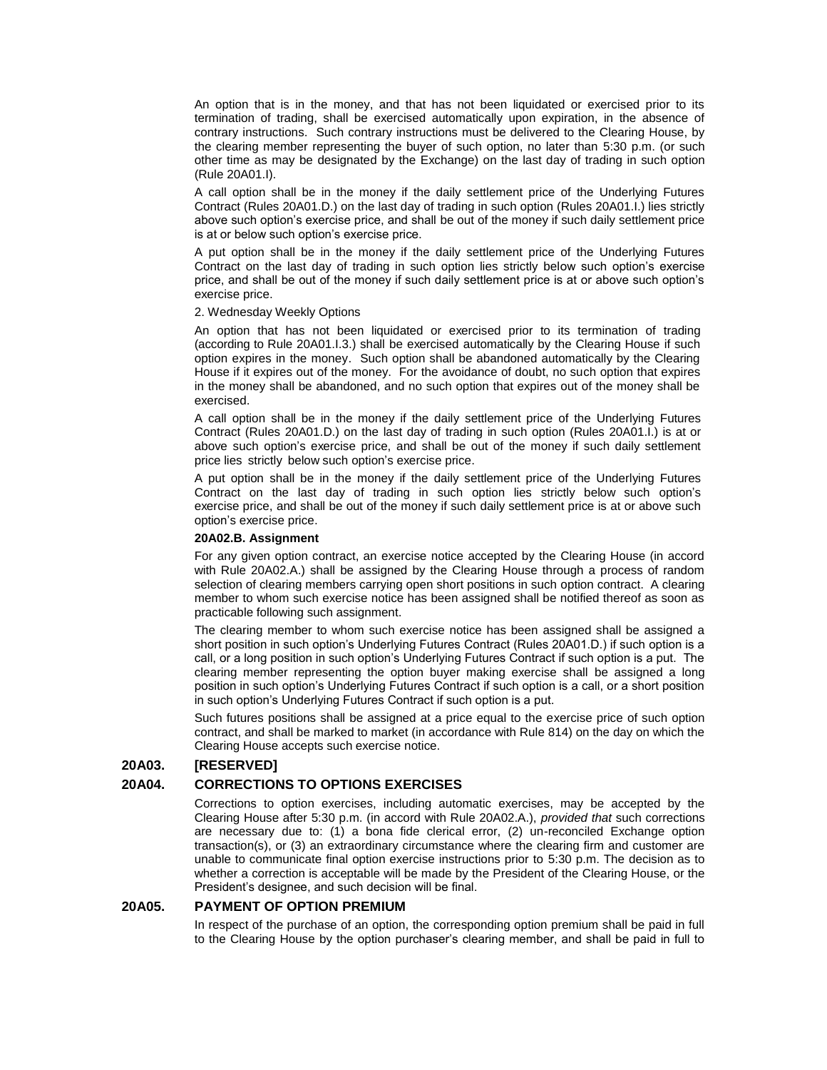An option that is in the money, and that has not been liquidated or exercised prior to its termination of trading, shall be exercised automatically upon expiration, in the absence of contrary instructions. Such contrary instructions must be delivered to the Clearing House, by the clearing member representing the buyer of such option, no later than 5:30 p.m. (or such other time as may be designated by the Exchange) on the last day of trading in such option (Rule 20A01.I).

A call option shall be in the money if the daily settlement price of the Underlying Futures Contract (Rules 20A01.D.) on the last day of trading in such option (Rules 20A01.I.) lies strictly above such option's exercise price, and shall be out of the money if such daily settlement price is at or below such option's exercise price.

A put option shall be in the money if the daily settlement price of the Underlying Futures Contract on the last day of trading in such option lies strictly below such option's exercise price, and shall be out of the money if such daily settlement price is at or above such option's exercise price.

2. Wednesday Weekly Options

An option that has not been liquidated or exercised prior to its termination of trading (according to Rule 20A01.I.3.) shall be exercised automatically by the Clearing House if such option expires in the money. Such option shall be abandoned automatically by the Clearing House if it expires out of the money. For the avoidance of doubt, no such option that expires in the money shall be abandoned, and no such option that expires out of the money shall be exercised.

A call option shall be in the money if the daily settlement price of the Underlying Futures Contract (Rules 20A01.D.) on the last day of trading in such option (Rules 20A01.I.) is at or above such option's exercise price, and shall be out of the money if such daily settlement price lies strictly below such option's exercise price.

A put option shall be in the money if the daily settlement price of the Underlying Futures Contract on the last day of trading in such option lies strictly below such option's exercise price, and shall be out of the money if such daily settlement price is at or above such option's exercise price.

**20A02.B. Assignment**

For any given option contract, an exercise notice accepted by the Clearing House (in accord with Rule 20A02.A.) shall be assigned by the Clearing House through a process of random selection of clearing members carrying open short positions in such option contract. A clearing member to whom such exercise notice has been assigned shall be notified thereof as soon as practicable following such assignment.

The clearing member to whom such exercise notice has been assigned shall be assigned a short position in such option's Underlying Futures Contract (Rules 20A01.D.) if such option is a call, or a long position in such option's Underlying Futures Contract if such option is a put. The clearing member representing the option buyer making exercise shall be assigned a long position in such option's Underlying Futures Contract if such option is a call, or a short position in such option's Underlying Futures Contract if such option is a put.

Such futures positions shall be assigned at a price equal to the exercise price of such option contract, and shall be marked to market (in accordance with Rule 814) on the day on which the Clearing House accepts such exercise notice.

## 20A03. [RESERVED]

## 20A04. CORRECTIONS TO OPTIONS EXERCISES

Corrections to option exercises, including automatic exercises, may be accepted by the Clearing House after 5:30 p.m. (in accord with Rule 20A02.A.), *provided that* such corrections are necessary due to: (1) a bona fide clerical error, (2) un-reconciled Exchange option transaction(s), or (3) an extraordinary circumstance where the clearing firm and customer are unable to communicate final option exercise instructions prior to 5:30 p.m. The decision as to whether a correction is acceptable will be made by the President of the Clearing House, or the President's designee, and such decision will be final.

## 20A05. PAYMENT OF OPTION PREMIUM

In respect of the purchase of an option, the corresponding option premium shall be paid in full to the Clearing House by the option purchaser's clearing member, and shall be paid in full to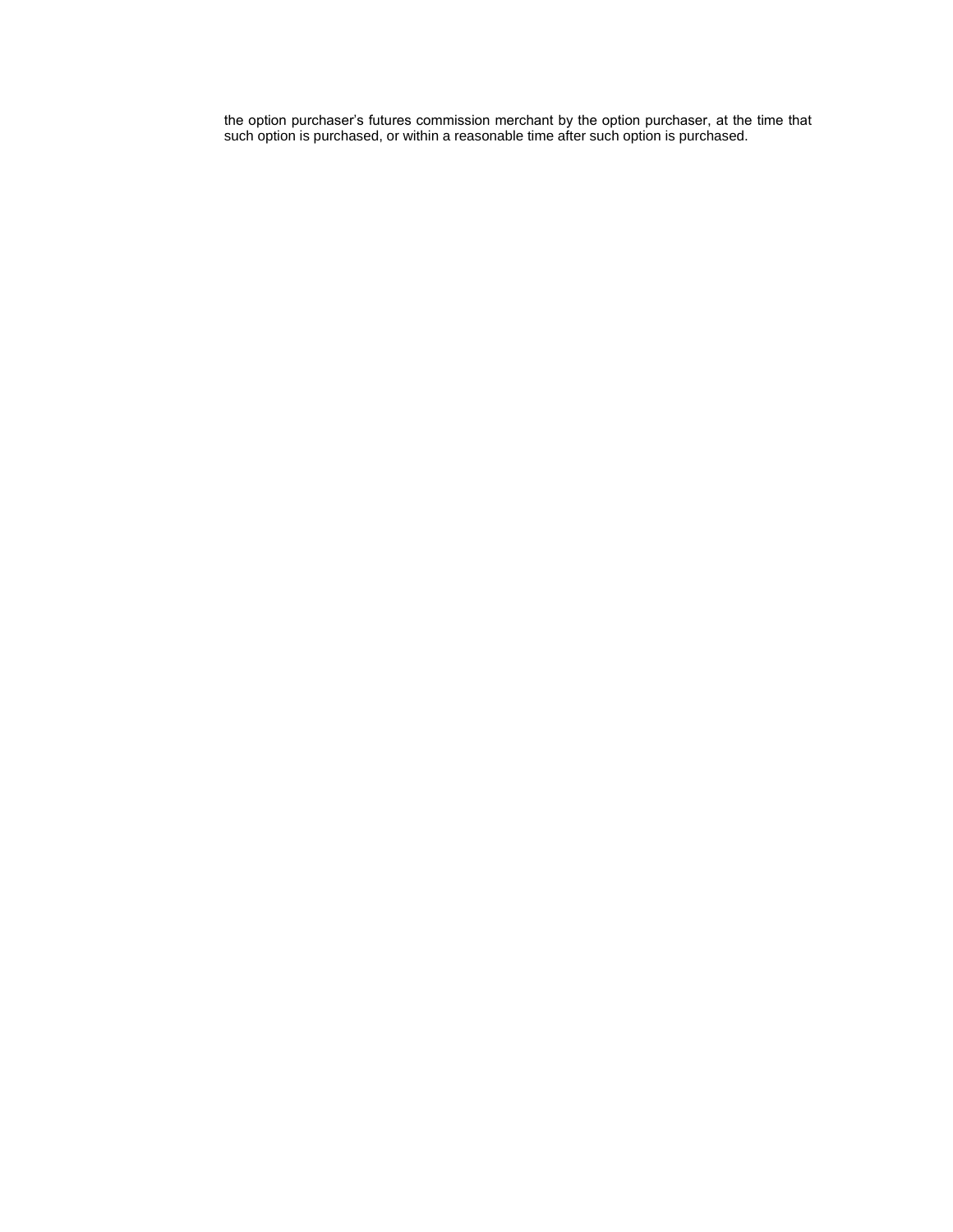the option purchaser's futures commission merchant by the option purchaser, at the time that such option is purchased, or within a reasonable time after such option is purchased.